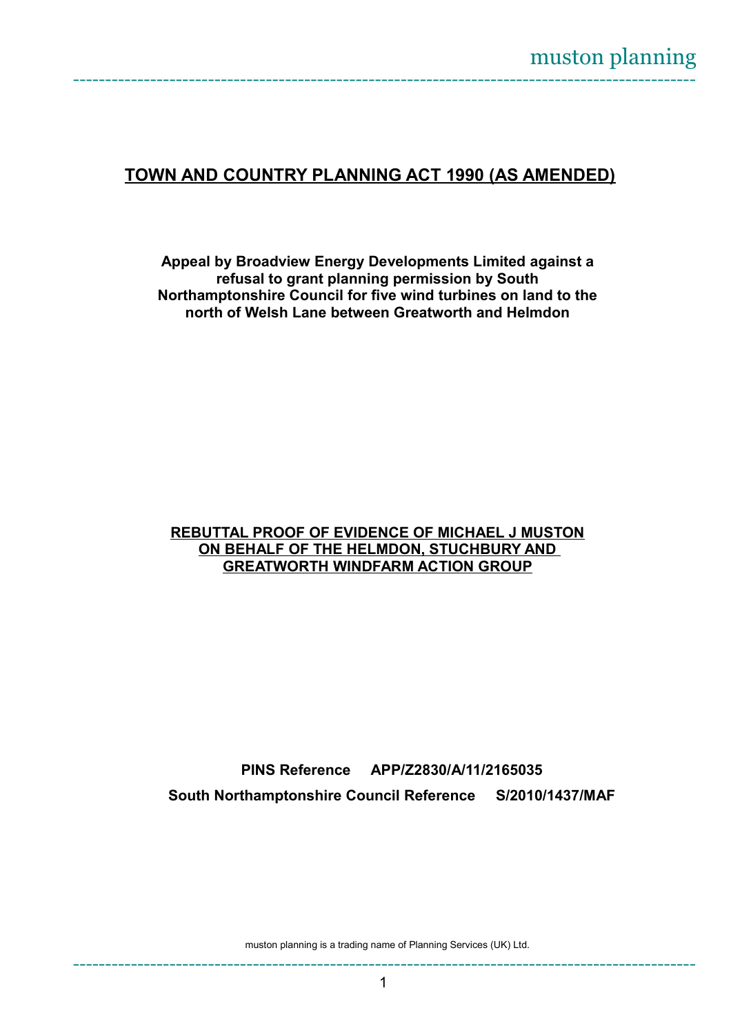muston planning

# TOWN AND COUNTRY PLANNING ACT 1990 (AS AMENDED)

**Appeal by Broadview Energy Developments Limited against a refusal to grant planning permission by South Northamptonshire Council for five wind turbines on land to the north of Welsh Lane between Greatworth and Helmdon**

## REBUTTAL PROOF OF EVIDENCE OF MICHAEL J MUSTON ON BEHALF OF THE HELMDON, STUCHBURY AND GREATWORTH WINDFARM ACTION GROUP

**PINS Reference APP/Z2830/A/11/2165035**

**South Northamptonshire Council Reference S/2010/1437/MAF**

muston planning is a trading name of Planning Services (UK) Ltd.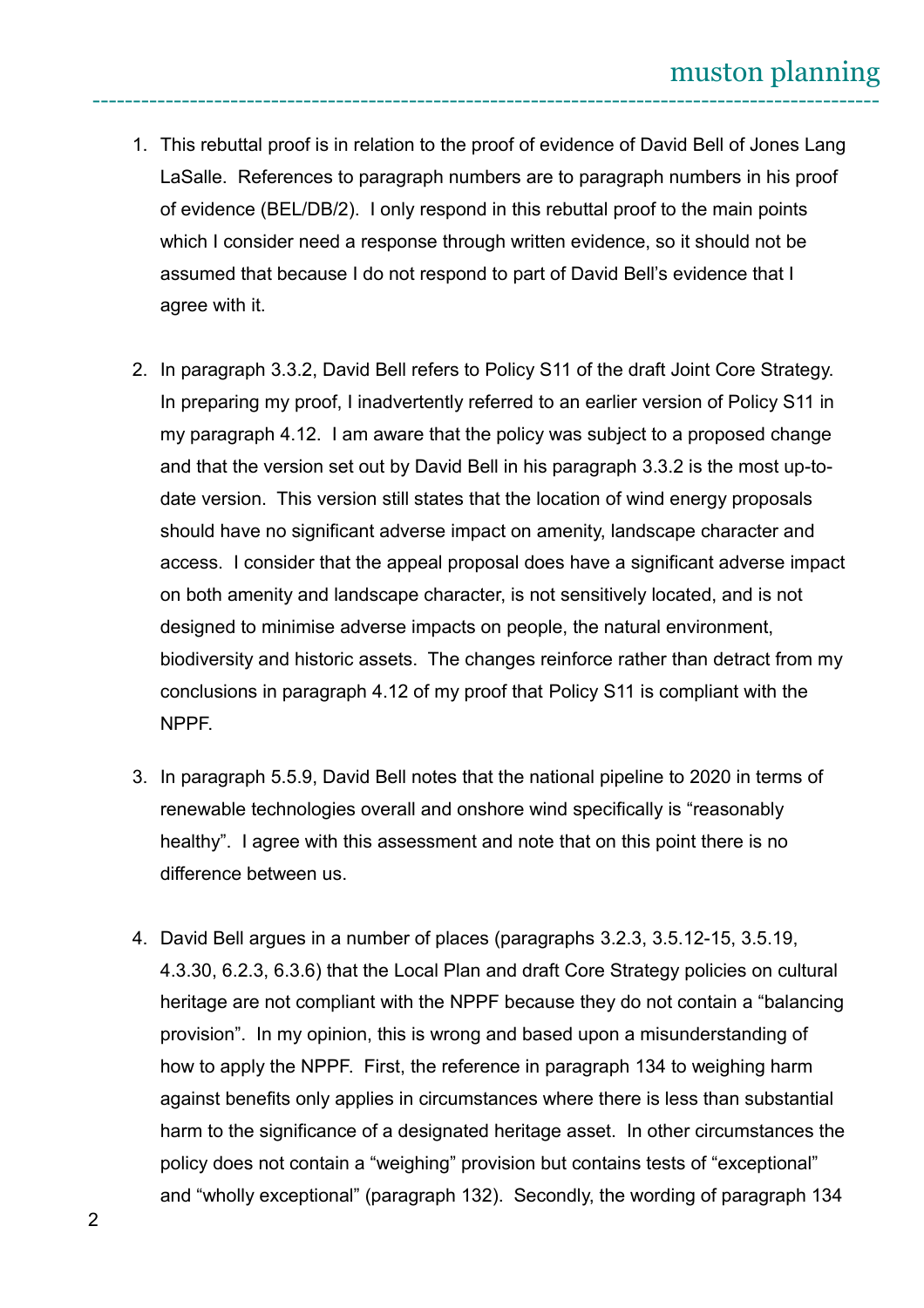1. This rebuttal proof is in relation to the proof of evidence of David Bell of Jones Lang LaSalle. References to paragraph numbers are to paragraph numbers in his proof of evidence (BEL/DB/2). I only respond in this rebuttal proof to the main points which I consider need a response through written evidence, so it should not be assumed that because I do not respond to part of David Bell's evidence that I agree with it.

2. In paragraph 3.3.2, David Bell refers to Policy S11 of the draft Joint Core Strategy. In preparing my proof, I inadvertently referred to an earlier version of Policy S11 in my paragraph 4.12. I am aware that the policy was subject to a proposed change and that the version set out by David Bell in his paragraph 3.3.2 is the most up-to-date version. This version still states that the location of wind energy proposals should have no significant adverse impact on amenity, landscape character and access. I consider that the appeal proposal does have a significant adverse impact on both amenity and landscape character, is not sensitively located, and is not designed to minimise adverse impacts on people, the natural environment, biodiversity and historic assets. The changes reinforce rather than detract from my conclusions in paragraph 4.12 of my proof that Policy S11 is compliant with the NPPF.

3. In paragraph 5.5.9, David Bell notes that the national pipeline to 2020 in terms of renewable technologies overall and onshore wind specifically is "reasonably healthy". I agree with this assessment and note that on this point there is no difference between us.

4. David Bell argues in a number of places (paragraphs 3.2.3, 3.5.12-15, 3.5.19, 4.3.30, 6.2.3, 6.3.6) that the Local Plan and draft Core Strategy policies on cultural heritage are not compliant with the NPPF because they do not contain a "balancing provision". In my opinion, this is wrong and based upon a misunderstanding of how to apply the NPPF. First, the reference in paragraph 134 to weighing harm against benefits only applies in circumstances where there is less than substantial harm to the significance of a designated heritage asset. In other circumstances the policy does not contain a "weighing" provision but contains tests of "exceptional" and "wholly exceptional" (paragraph 132). Secondly, the wording of paragraph 134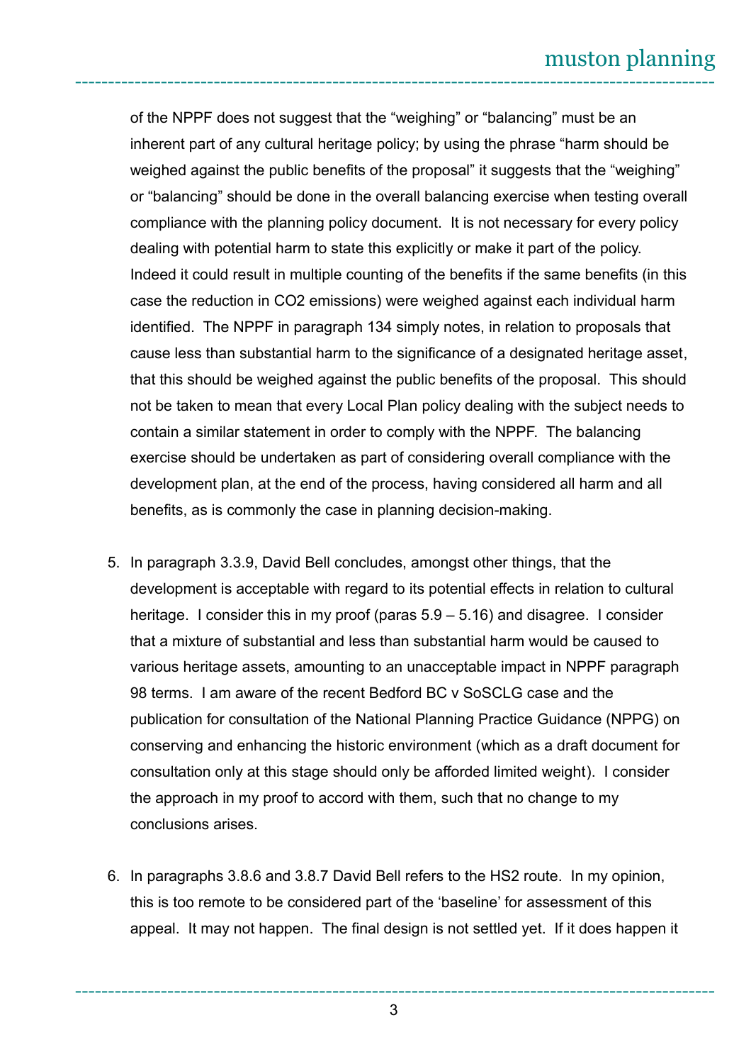of the NPPF does not suggest that the "weighing" or "balancing" must be an inherent part of any cultural heritage policy; by using the phrase "harm should be weighed against the public benefits of the proposal" it suggests that the "weighing" or "balancing" should be done in the overall balancing exercise when testing overall compliance with the planning policy document. It is not necessary for every policy dealing with potential harm to state this explicitly or make it part of the policy. Indeed it could result in multiple counting of the benefits if the same benefits (in this case the reduction in $CO_2$ emissions) were weighed against each individual harm identified. The NPPF in paragraph 134 simply notes, in relation to proposals that cause less than substantial harm to the significance of a designated heritage asset, that this should be weighed against the public benefits of the proposal. This should not be taken to mean that every Local Plan policy dealing with the subject needs to contain a similar statement in order to comply with the NPPF. The balancing exercise should be undertaken as part of considering overall compliance with the development plan, at the end of the process, having considered all harm and all benefits, as is commonly the case in planning decision-making.

5. In paragraph 3.3.9, David Bell concludes, amongst other things, that the development is acceptable with regard to its potential effects in relation to cultural heritage. I consider this in my proof (paras 5.9 – 5.16) and disagree. I consider that a mixture of substantial and less than substantial harm would be caused to various heritage assets, amounting to an unacceptable impact in NPPF paragraph 98 terms. I am aware of the recent Bedford BC v SoSCLG case and the publication for consultation of the National Planning Practice Guidance (NPPG) on conserving and enhancing the historic environment (which as a draft document for consultation only at this stage should only be afforded limited weight). I consider the approach in my proof to accord with them, such that no change to my conclusions arises.

6. In paragraphs 3.8.6 and 3.8.7 David Bell refers to the HS2 route. In my opinion, this is too remote to be considered part of the 'baseline' for assessment of this appeal. It may not happen. The final design is not settled yet. If it does happen it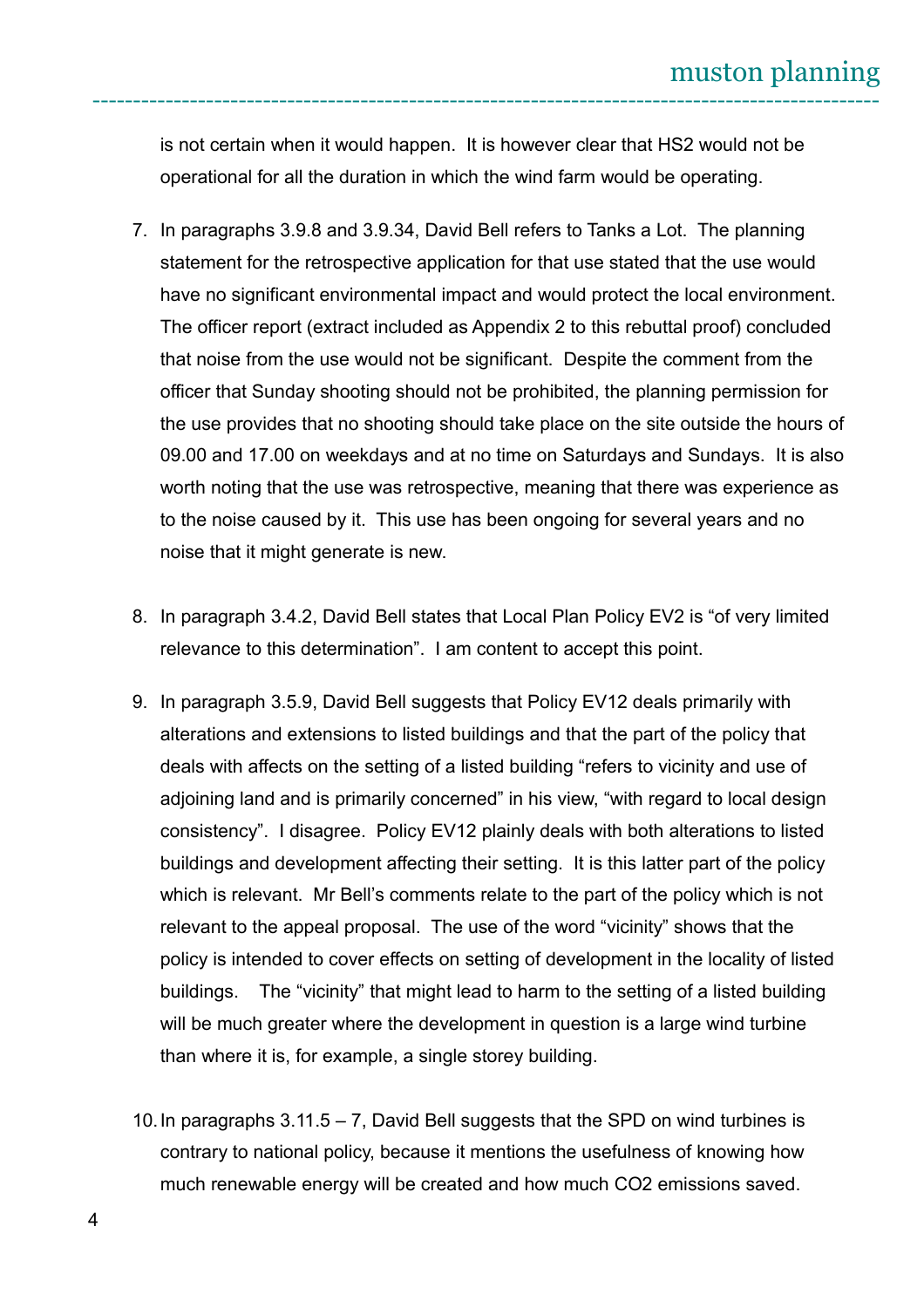is not certain when it would happen. It is however clear that HS2 would not be operational for all the duration in which the wind farm would be operating.

7. In paragraphs 3.9.8 and 3.9.34, David Bell refers to Tanks a Lot. The planning statement for the retrospective application for that use stated that the use would have no significant environmental impact and would protect the local environment. The officer report (extract included as Appendix 2 to this rebuttal proof) concluded that noise from the use would not be significant. Despite the comment from the officer that Sunday shooting should not be prohibited, the planning permission for the use provides that no shooting should take place on the site outside the hours of 09.00 and 17.00 on weekdays and at no time on Saturdays and Sundays. It is also worth noting that the use was retrospective, meaning that there was experience as to the noise caused by it. This use has been ongoing for several years and no noise that it might generate is new.

8. In paragraph 3.4.2, David Bell states that Local Plan Policy EV2 is "of very limited relevance to this determination". I am content to accept this point.

9. In paragraph 3.5.9, David Bell suggests that Policy EV12 deals primarily with alterations and extensions to listed buildings and that the part of the policy that deals with affects on the setting of a listed building "refers to vicinity and use of adjoining land and is primarily concerned" in his view, "with regard to local design consistency". I disagree. Policy EV12 plainly deals with both alterations to listed buildings and development affecting their setting. It is this latter part of the policy which is relevant. Mr Bell's comments relate to the part of the policy which is not relevant to the appeal proposal. The use of the word "vicinity" shows that the policy is intended to cover effects on setting of development in the locality of listed buildings. The "vicinity" that might lead to harm to the setting of a listed building will be much greater where the development in question is a large wind turbine than where it is, for example, a single storey building.

10. In paragraphs 3.11.5 – 7, David Bell suggests that the SPD on wind turbines is contrary to national policy, because it mentions the usefulness of knowing how much renewable energy will be created and how much $CO_2$ emissions saved.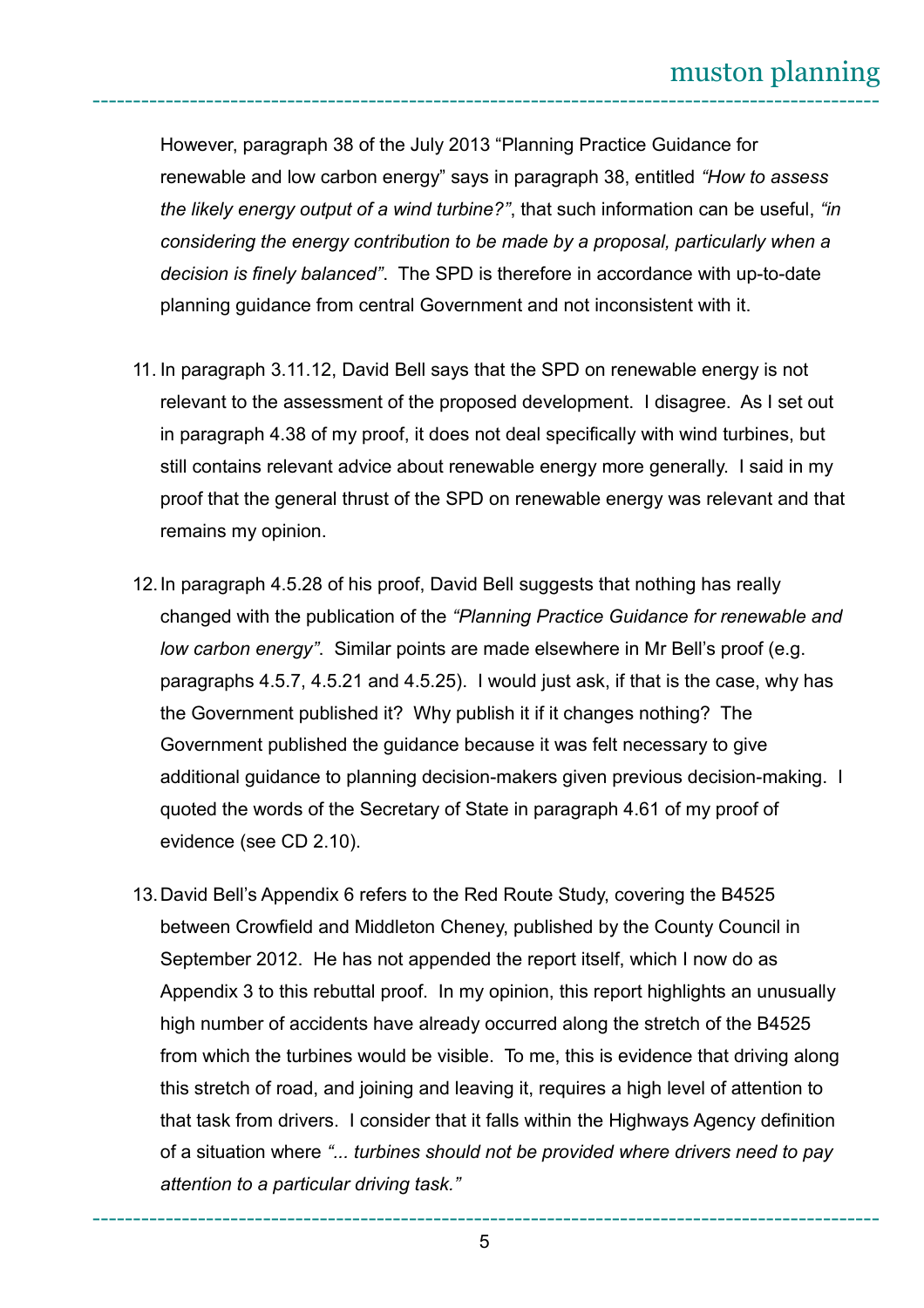However, paragraph 38 of the July 2013 "Planning Practice Guidance for renewable and low carbon energy" says in paragraph 38, entitled *"How to assess the likely energy output of a wind turbine?"*, that such information can be useful, *"in considering the energy contribution to be made by a proposal, particularly when a decision is finely balanced"*. The SPD is therefore in accordance with up-to-date planning guidance from central Government and not inconsistent with it.

11. In paragraph 3.11.12, David Bell says that the SPD on renewable energy is not relevant to the assessment of the proposed development. I disagree. As I set out in paragraph 4.38 of my proof, it does not deal specifically with wind turbines, but still contains relevant advice about renewable energy more generally. I said in my proof that the general thrust of the SPD on renewable energy was relevant and that remains my opinion.

12. In paragraph 4.5.28 of his proof, David Bell suggests that nothing has really changed with the publication of the *"Planning Practice Guidance for renewable and low carbon energy"*. Similar points are made elsewhere in Mr Bell's proof (e.g. paragraphs 4.5.7, 4.5.21 and 4.5.25). I would just ask, if that is the case, why has the Government published it? Why publish it if it changes nothing? The Government published the guidance because it was felt necessary to give additional guidance to planning decision-makers given previous decision-making. I quoted the words of the Secretary of State in paragraph 4.61 of my proof of evidence (see CD 2.10).

13. David Bell's Appendix 6 refers to the Red Route Study, covering the B4525 between Crowfield and Middleton Cheney, published by the County Council in September 2012. He has not appended the report itself, which I now do as Appendix 3 to this rebuttal proof. In my opinion, this report highlights an unusually high number of accidents have already occurred along the stretch of the B4525 from which the turbines would be visible. To me, this is evidence that driving along this stretch of road, and joining and leaving it, requires a high level of attention to that task from drivers. I consider that it falls within the Highways Agency definition of a situation where *"... turbines should not be provided where drivers need to pay attention to a particular driving task."*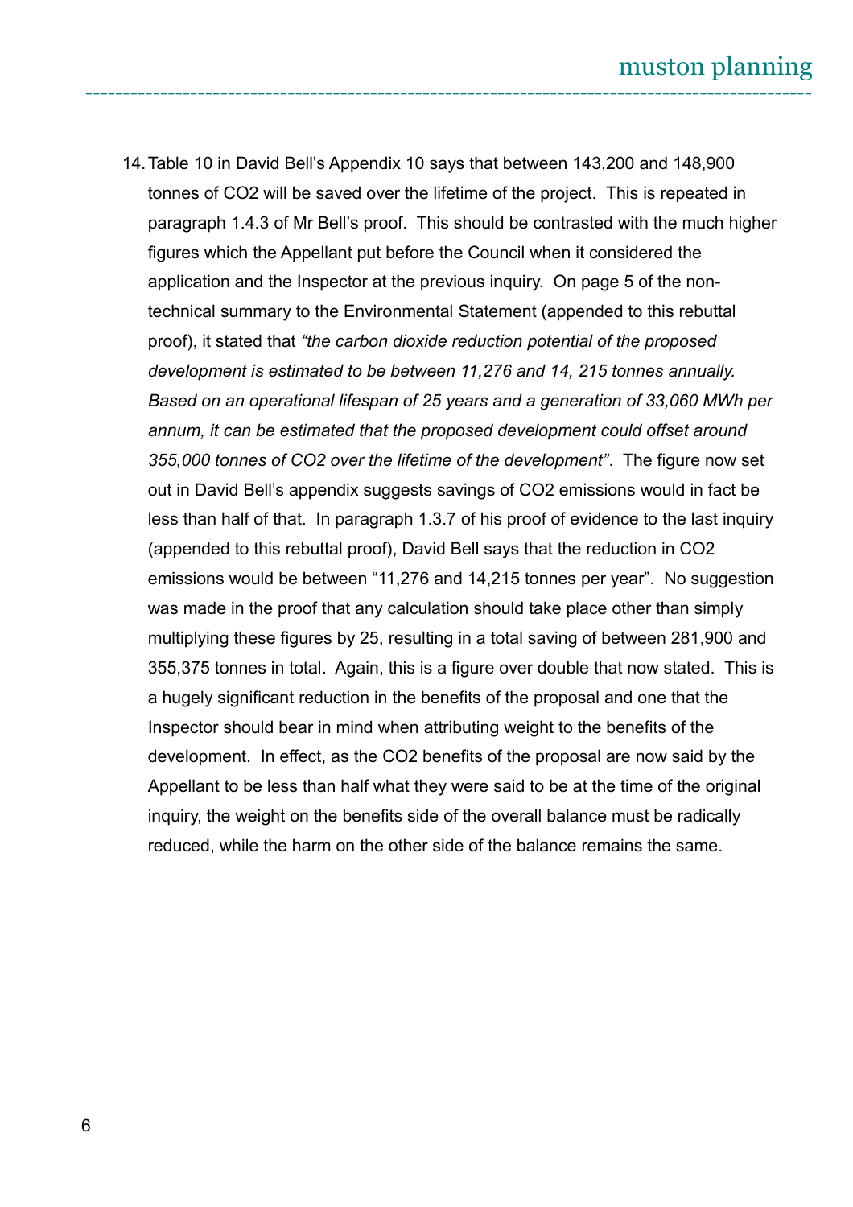14. Table 10 in David Bell's Appendix 10 says that between 143,200 and 148,900 tonnes of $CO_2$ will be saved over the lifetime of the project. This is repeated in paragraph 1.4.3 of Mr Bell's proof. This should be contrasted with the much higher figures which the Appellant put before the Council when it considered the application and the Inspector at the previous inquiry. On page 5 of the non-technical summary to the Environmental Statement (appended to this rebuttal proof), it stated that *"the carbon dioxide reduction potential of the proposed development is estimated to be between 11,276 and 14, 215 tonnes annually. Based on an operational lifespan of 25 years and a generation of 33,060 MWh per annum, it can be estimated that the proposed development could offset around 355,000 tonnes of $CO_2$ over the lifetime of the development"*. The figure now set out in David Bell's appendix suggests savings of $CO_2$ emissions would in fact be less than half of that. In paragraph 1.3.7 of his proof of evidence to the last inquiry (appended to this rebuttal proof), David Bell says that the reduction in $CO_2$ emissions would be between "11,276 and 14,215 tonnes per year". No suggestion was made in the proof that any calculation should take place other than simply multiplying these figures by 25, resulting in a total saving of between 281,900 and 355,375 tonnes in total. Again, this is a figure over double that now stated. This is a hugely significant reduction in the benefits of the proposal and one that the Inspector should bear in mind when attributing weight to the benefits of the development. In effect, as the $CO_2$ benefits of the proposal are now said by the Appellant to be less than half what they were said to be at the time of the original inquiry, the weight on the benefits side of the overall balance must be radically reduced, while the harm on the other side of the balance remains the same.